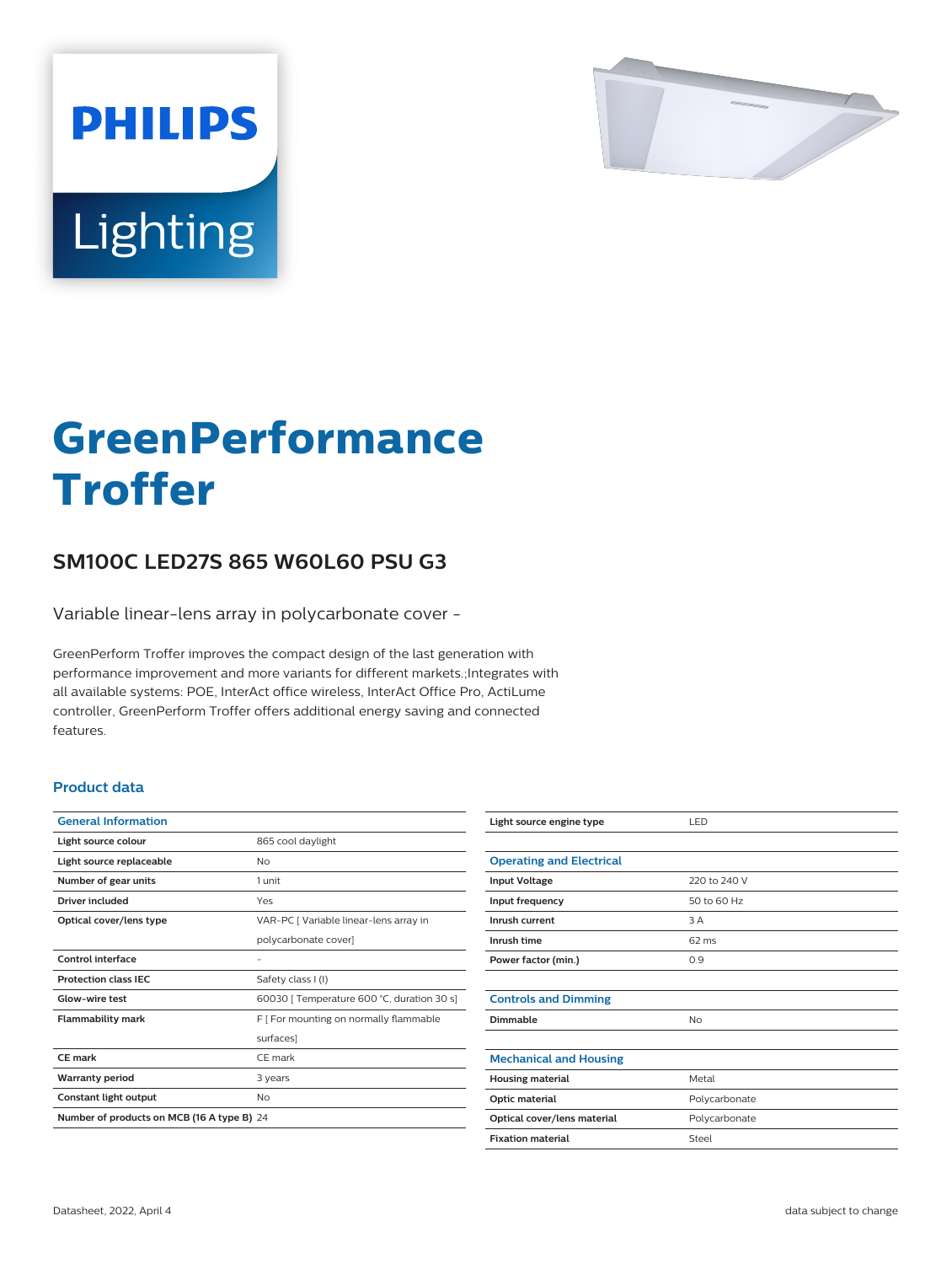# GreenPerformance Troffer

## SM100C LED27S 865 W60L60 PSU G3

Variable linear-lens array in polycarbonate cover -

GreenPerform Troffer improves the compact design of the last generation with performance improvement and more variants for different markets.;Integrates with all available systems: POE, InterAct office wireless, InterAct Office Pro, ActiLume controller, GreenPerform Troffer offers additional energy saving and connected features.

### Product data

| General Information | |
|---|---|
| Light source colour | 865 cool daylight |
| Light source replaceable | No |
| Number of gear units | 1 unit |
| Driver included | Yes |
| Optical cover/lens type | VAR-PC [ Variable linear-lens array in polycarbonate cover] |
| Control interface | - |
| Protection class IEC | Safety class I (I) |
| Glow-wire test | 60030 [ Temperature 600 °C, duration 30 s] |
| Flammability mark | F [ For mounting on normally flammable surfaces] |
| CE mark | CE mark |
| Warranty period | 3 years |
| Constant light output | No |
| Number of products on MCB (16 A type B) | 24 |
| Light source engine type | LED |

| Operating and Electrical | |
|---|---|
| Input Voltage | 220 to 240 V |
| Input frequency | 50 to 60 Hz |
| Inrush current | 3 A |
| Inrush time | 62 ms |
| Power factor (min.) | 0.9 |

| Controls and Dimming | |
|---|---|
| Dimmable | No |

| Mechanical and Housing | |
|---|---|
| Housing material | Metal |
| Optic material | Polycarbonate |
| Optical cover/lens material | Polycarbonate |
| Fixation material | Steel |

Datasheet, 2022, April 4 data subject to change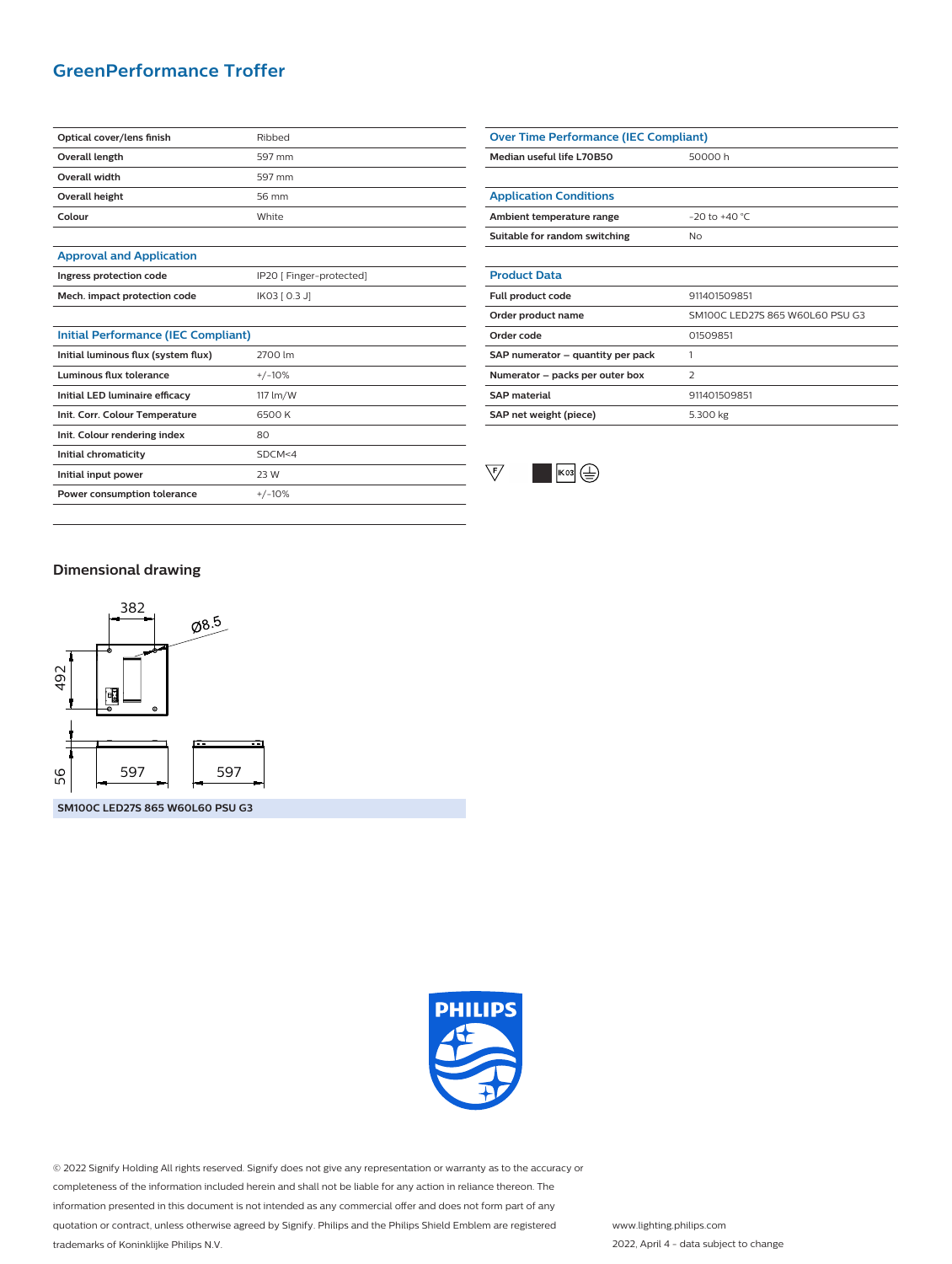## GreenPerformance Troffer

| | |
|---|---|
| Optical cover/lens finish | Ribbed |
| Overall length | 597 mm |
| Overall width | 597 mm |
| Overall height | 56 mm |
| Colour | White |

### Approval and Application

| | |
|---|---|
| Ingress protection code | IP20 [ Finger-protected] |
| Mech. impact protection code | IK03 [ 0.3 J] |

### Initial Performance (IEC Compliant)

| | |
|---|---|
| Initial luminous flux (system flux) | 2700 lm |
| Luminous flux tolerance | +/-10% |
| Initial LED luminaire efficacy | 117 lm/W |
| Init. Corr. Colour Temperature | 6500 K |
| Init. Colour rendering index | 80 |
| Initial chromaticity | SDCM<4 |
| Initial input power | 23 W |
| Power consumption tolerance | +/-10% |

### Over Time Performance (IEC Compliant)

| | |
|---|---|
| Median useful life L70B50 | 50000 h |

### Application Conditions

| | |
|---|---|
| Ambient temperature range | -20 to +40 °C |
| Suitable for random switching | No |

### Product Data

| | |
|---|---|
| Full product code | 911401509851 |
| Order product name | SM100C LED27S 865 W60L60 PSU G3 |
| Order code | 01509851 |
| SAP numerator – quantity per pack | 1 |
| Numerator – packs per outer box | 2 |
| SAP material | 911401509851 |
| SAP net weight (piece) | 5.300 kg |

## Dimensional drawing

382
Ø8.5
492
56
597
597

SM100C LED27S 865 W60L60 PSU G3

© 2022 Signify Holding All rights reserved. Signify does not give any representation or warranty as to the accuracy or completeness of the information included herein and shall not be liable for any action in reliance thereon. The information presented in this document is not intended as any commercial offer and does not form part of any quotation or contract, unless otherwise agreed by Signify. Philips and the Philips Shield Emblem are registered trademarks of Koninklijke Philips N.V.

www.lighting.philips.com
2022, April 4 - data subject to change